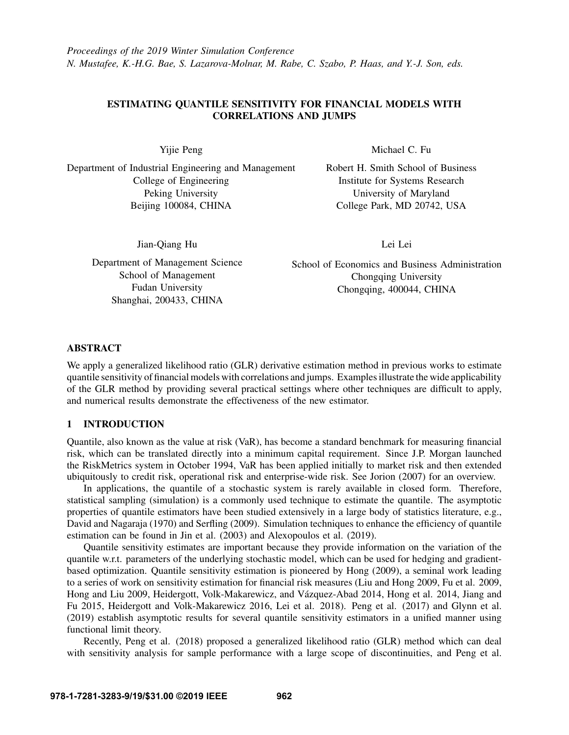*Proceedings of the 2019 Winter Simulation Conference*
*N. Mustafee, K.-H.G. Bae, S. Lazarova-Molnar, M. Rabe, C. Szabo, P. Haas, and Y.-J. Son, eds.*

# ESTIMATING QUANTILE SENSITIVITY FOR FINANCIAL MODELS WITH CORRELATIONS AND JUMPS

Yijie Peng

Department of Industrial Engineering and Management
College of Engineering
Peking University
Beijing 100084, CHINA

Michael C. Fu

Robert H. Smith School of Business
Institute for Systems Research
University of Maryland
College Park, MD 20742, USA

Jian-Qiang Hu

Department of Management Science
School of Management
Fudan University
Shanghai, 200433, CHINA

Lei Lei

School of Economics and Business Administration
Chongqing University
Chongqing, 400044, CHINA

## ABSTRACT

We apply a generalized likelihood ratio (GLR) derivative estimation method in previous works to estimate quantile sensitivity of financial models with correlations and jumps. Examples illustrate the wide applicability of the GLR method by providing several practical settings where other techniques are difficult to apply, and numerical results demonstrate the effectiveness of the new estimator.

## 1 INTRODUCTION

Quantile, also known as the value at risk (VaR), has become a standard benchmark for measuring financial risk, which can be translated directly into a minimum capital requirement. Since J.P. Morgan launched the RiskMetrics system in October 1994, VaR has been applied initially to market risk and then extended ubiquitously to credit risk, operational risk and enterprise-wide risk. See Jorion (2007) for an overview.

In applications, the quantile of a stochastic system is rarely available in closed form. Therefore, statistical sampling (simulation) is a commonly used technique to estimate the quantile. The asymptotic properties of quantile estimators have been studied extensively in a large body of statistics literature, e.g., David and Nagaraja (1970) and Serfling (2009). Simulation techniques to enhance the efficiency of quantile estimation can be found in Jin et al. (2003) and Alexopoulos et al. (2019).

Quantile sensitivity estimates are important because they provide information on the variation of the quantile w.r.t. parameters of the underlying stochastic model, which can be used for hedging and gradient-based optimization. Quantile sensitivity estimation is pioneered by Hong (2009), a seminal work leading to a series of work on sensitivity estimation for financial risk measures (Liu and Hong 2009, Fu et al. 2009, Hong and Liu 2009, Heidergott, Volk-Makarewicz, and Vázquez-Abad 2014, Hong et al. 2014, Jiang and Fu 2015, Heidergott and Volk-Makarewicz 2016, Lei et al. 2018). Peng et al. (2017) and Glynn et al. (2019) establish asymptotic results for several quantile sensitivity estimators in a unified manner using functional limit theory.

Recently, Peng et al. (2018) proposed a generalized likelihood ratio (GLR) method which can deal with sensitivity analysis for sample performance with a large scope of discontinuities, and Peng et al.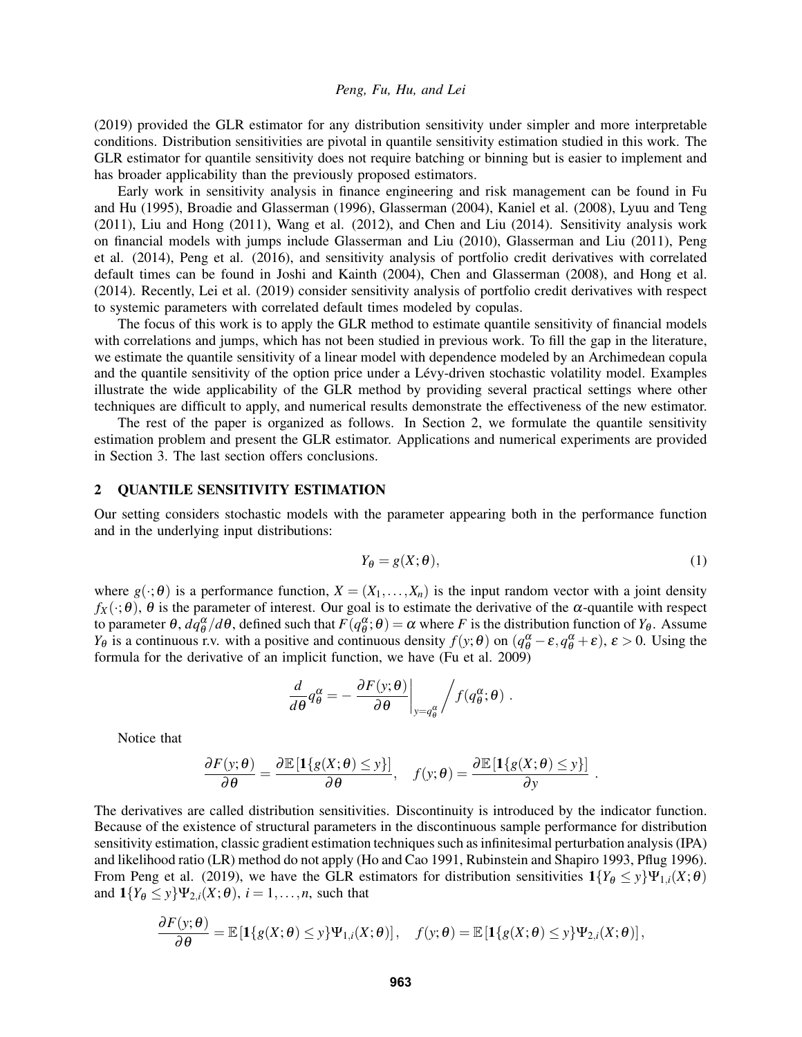(2019) provided the GLR estimator for any distribution sensitivity under simpler and more interpretable conditions. Distribution sensitivities are pivotal in quantile sensitivity estimation studied in this work. The GLR estimator for quantile sensitivity does not require batching or binning but is easier to implement and has broader applicability than the previously proposed estimators.

Early work in sensitivity analysis in finance engineering and risk management can be found in Fu and Hu (1995), Broadie and Glasserman (1996), Glasserman (2004), Kaniel et al. (2008), Lyuu and Teng (2011), Liu and Hong (2011), Wang et al. (2012), and Chen and Liu (2014). Sensitivity analysis work on financial models with jumps include Glasserman and Liu (2010), Glasserman and Liu (2011), Peng et al. (2014), Peng et al. (2016), and sensitivity analysis of portfolio credit derivatives with correlated default times can be found in Joshi and Kainth (2004), Chen and Glasserman (2008), and Hong et al. (2014). Recently, Lei et al. (2019) consider sensitivity analysis of portfolio credit derivatives with respect to systemic parameters with correlated default times modeled by copulas.

The focus of this work is to apply the GLR method to estimate quantile sensitivity of financial models with correlations and jumps, which has not been studied in previous work. To fill the gap in the literature, we estimate the quantile sensitivity of a linear model with dependence modeled by an Archimedean copula and the quantile sensitivity of the option price under a Lévy-driven stochastic volatility model. Examples illustrate the wide applicability of the GLR method by providing several practical settings where other techniques are difficult to apply, and numerical results demonstrate the effectiveness of the new estimator.

The rest of the paper is organized as follows. In Section 2, we formulate the quantile sensitivity estimation problem and present the GLR estimator. Applications and numerical experiments are provided in Section 3. The last section offers conclusions.

## 2 QUANTILE SENSITIVITY ESTIMATION

Our setting considers stochastic models with the parameter appearing both in the performance function and in the underlying input distributions:

$$Y_\theta = g(X;\theta), \tag{1}$$

where $g(\cdot;\theta)$ is a performance function, $X = (X_1,\dots,X_n)$ is the input random vector with a joint density $f_X(\cdot;\theta)$, $\theta$ is the parameter of interest. Our goal is to estimate the derivative of the $\alpha$-quantile with respect to parameter $\theta$, $dq_\theta^\alpha/d\theta$, defined such that $F(q_\theta^\alpha;\theta) = \alpha$ where $F$ is the distribution function of $Y_\theta$. Assume $Y_\theta$ is a continuous r.v. with a positive and continuous density $f(y;\theta)$ on $(q_\theta^\alpha - \varepsilon, q_\theta^\alpha + \varepsilon)$, $\varepsilon > 0$. Using the formula for the derivative of an implicit function, we have (Fu et al. 2009)

$$\frac{d}{d\theta} q_\theta^\alpha = -\left.\frac{\partial F(y;\theta)}{\partial \theta}\right|_{y=q_\theta^\alpha} \Bigg/ f(q_\theta^\alpha;\theta) \ .$$

Notice that

$$\frac{\partial F(y;\theta)}{\partial \theta} = \frac{\partial \mathbb{E}\left[\mathbf{1}\{g(X;\theta)\le y\}\right]}{\partial \theta}, \quad f(y;\theta) = \frac{\partial \mathbb{E}\left[\mathbf{1}\{g(X;\theta)\le y\}\right]}{\partial y} \ .$$

The derivatives are called distribution sensitivities. Discontinuity is introduced by the indicator function. Because of the existence of structural parameters in the discontinuous sample performance for distribution sensitivity estimation, classic gradient estimation techniques such as infinitesimal perturbation analysis (IPA) and likelihood ratio (LR) method do not apply (Ho and Cao 1991, Rubinstein and Shapiro 1993, Pflug 1996). From Peng et al. (2019), we have the GLR estimators for distribution sensitivities $\mathbf{1}\{Y_\theta \le y\}\Psi_{1,i}(X;\theta)$ and $\mathbf{1}\{Y_\theta \le y\}\Psi_{2,i}(X;\theta)$, $i = 1,\dots,n$, such that

$$\frac{\partial F(y;\theta)}{\partial \theta} = \mathbb{E}\left[\mathbf{1}\{g(X;\theta)\le y\}\Psi_{1,i}(X;\theta)\right], \quad f(y;\theta) = \mathbb{E}\left[\mathbf{1}\{g(X;\theta)\le y\}\Psi_{2,i}(X;\theta)\right],$$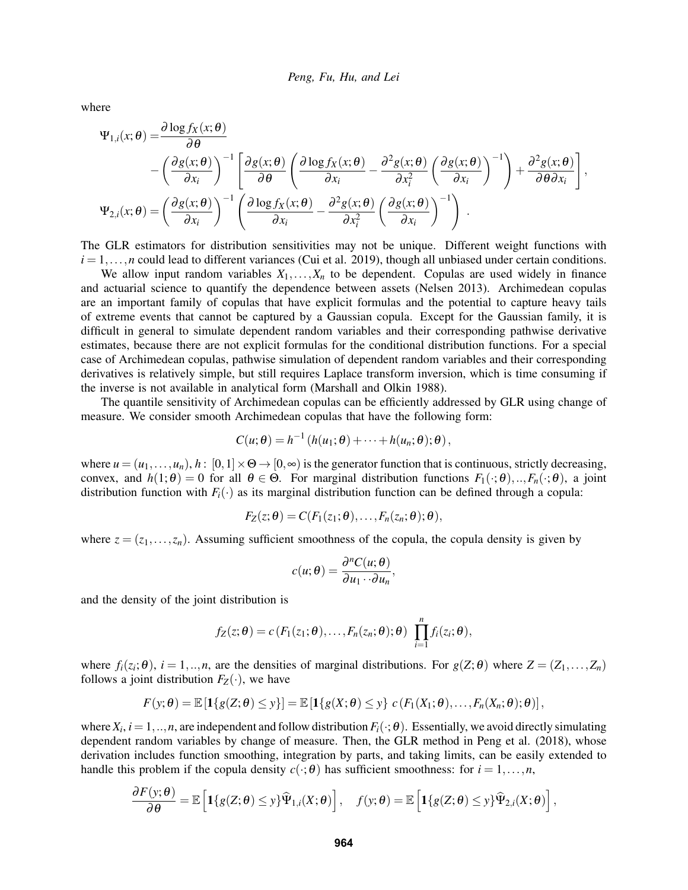where

$$
\begin{aligned}
\Psi_{1,i}(x;\theta) =& \frac{\partial \log f_X(x;\theta)}{\partial \theta} \\
&- \left(\frac{\partial g(x;\theta)}{\partial x_i}\right)^{-1} \left[ \frac{\partial g(x;\theta)}{\partial \theta} \left( \frac{\partial \log f_X(x;\theta)}{\partial x_i} - \frac{\partial^2 g(x;\theta)}{\partial x_i^2} \left(\frac{\partial g(x;\theta)}{\partial x_i}\right)^{-1} \right) + \frac{\partial^2 g(x;\theta)}{\partial \theta \partial x_i} \right], \\
\Psi_{2,i}(x;\theta) =& \left(\frac{\partial g(x;\theta)}{\partial x_i}\right)^{-1} \left( \frac{\partial \log f_X(x;\theta)}{\partial x_i} - \frac{\partial^2 g(x;\theta)}{\partial x_i^2} \left(\frac{\partial g(x;\theta)}{\partial x_i}\right)^{-1} \right) .
\end{aligned}
$$

The GLR estimators for distribution sensitivities may not be unique. Different weight functions with $i = 1,\ldots,n$ could lead to different variances (Cui et al. 2019), though all unbiased under certain conditions.

We allow input random variables $X_1,\ldots,X_n$ to be dependent. Copulas are used widely in finance and actuarial science to quantify the dependence between assets (Nelsen 2013). Archimedean copulas are an important family of copulas that have explicit formulas and the potential to capture heavy tails of extreme events that cannot be captured by a Gaussian copula. Except for the Gaussian family, it is difficult in general to simulate dependent random variables and their corresponding pathwise derivative estimates, because there are not explicit formulas for the conditional distribution functions. For a special case of Archimedean copulas, pathwise simulation of dependent random variables and their corresponding derivatives is relatively simple, but still requires Laplace transform inversion, which is time consuming if the inverse is not available in analytical form (Marshall and Olkin 1988).

The quantile sensitivity of Archimedean copulas can be efficiently addressed by GLR using change of measure. We consider smooth Archimedean copulas that have the following form:

$$
C(u;\theta) = h^{-1}\left(h(u_1;\theta) + \cdots + h(u_n;\theta);\theta\right),
$$

where $u = (u_1,\ldots,u_n)$, $h\colon [0,1]\times\Theta \to [0,\infty)$ is the generator function that is continuous, strictly decreasing, convex, and $h(1;\theta) = 0$ for all $\theta \in \Theta$. For marginal distribution functions $F_1(\cdot;\theta),..,F_n(\cdot;\theta)$, a joint distribution function with $F_i(\cdot)$ as its marginal distribution function can be defined through a copula:

$$
F_Z(z;\theta) = C(F_1(z_1;\theta),\ldots,F_n(z_n;\theta);\theta),
$$

where $z = (z_1,\ldots,z_n)$. Assuming sufficient smoothness of the copula, the copula density is given by

$$
c(u;\theta) = \frac{\partial^n C(u;\theta)}{\partial u_1 \cdots \partial u_n},
$$

and the density of the joint distribution is

$$
f_Z(z;\theta) = c\left(F_1(z_1;\theta),\ldots,F_n(z_n;\theta);\theta\right) \prod_{i=1}^{n} f_i(z_i;\theta),
$$

where $f_i(z_i;\theta)$, $i = 1,..,n$, are the densities of marginal distributions. For $g(Z;\theta)$ where $Z = (Z_1,\ldots,Z_n)$ follows a joint distribution $F_Z(\cdot)$, we have

$$
F(y;\theta) = \mathbb{E}\left[\mathbf{1}\{g(Z;\theta) \le y\}\right] = \mathbb{E}\left[\mathbf{1}\{g(X;\theta) \le y\}\ c\left(F_1(X_1;\theta),\ldots,F_n(X_n;\theta);\theta\right)\right],
$$

where $X_i$, $i = 1,..,n$, are independent and follow distribution $F_i(\cdot;\theta)$. Essentially, we avoid directly simulating dependent random variables by change of measure. Then, the GLR method in Peng et al. (2018), whose derivation includes function smoothing, integration by parts, and taking limits, can be easily extended to handle this problem if the copula density $c(\cdot;\theta)$ has sufficient smoothness: for $i = 1,\ldots,n$,

$$
\frac{\partial F(y;\theta)}{\partial \theta} = \mathbb{E}\left[\mathbf{1}\{g(Z;\theta) \le y\}\widehat{\Psi}_{1,i}(X;\theta)\right], \quad f(y;\theta) = \mathbb{E}\left[\mathbf{1}\{g(Z;\theta) \le y\}\widehat{\Psi}_{2,i}(X;\theta)\right],
$$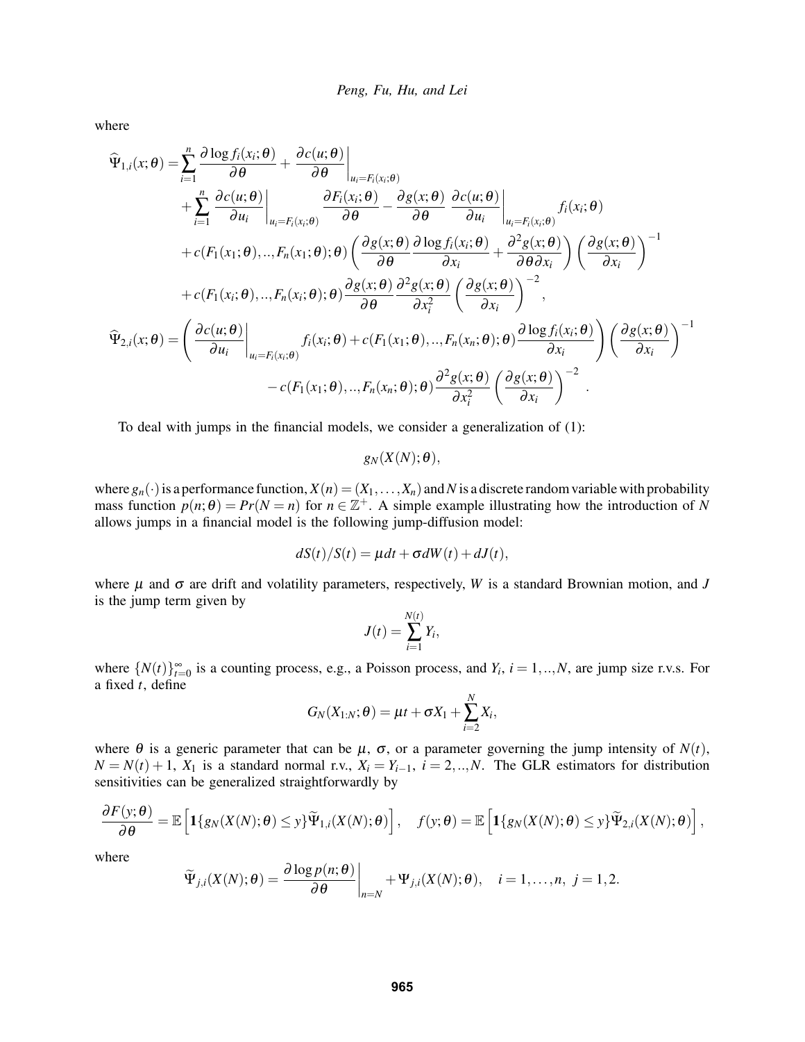where

$$
\begin{aligned}
\widehat{\Psi}_{1,i}(x;\theta) =& \sum_{i=1}^{n} \frac{\partial \log f_i(x_i;\theta)}{\partial \theta} + \left.\frac{\partial c(u;\theta)}{\partial \theta}\right|_{u_i=F_i(x_i;\theta)} \\
&+ \sum_{i=1}^{n} \left.\frac{\partial c(u;\theta)}{\partial u_i}\right|_{u_i=F_i(x_i;\theta)} \frac{\partial F_i(x_i;\theta)}{\partial \theta} - \frac{\partial g(x;\theta)}{\partial \theta} \left.\frac{\partial c(u;\theta)}{\partial u_i}\right|_{u_i=F_i(x_i;\theta)} f_i(x_i;\theta) \\
&+ c(F_1(x_1;\theta),..,F_n(x_1;\theta);\theta)\left(\frac{\partial g(x;\theta)}{\partial \theta}\frac{\partial \log f_i(x_i;\theta)}{\partial x_i} + \frac{\partial^2 g(x;\theta)}{\partial \theta \partial x_i}\right)\left(\frac{\partial g(x;\theta)}{\partial x_i}\right)^{-1} \\
&+ c(F_1(x_i;\theta),..,F_n(x_i;\theta);\theta)\frac{\partial g(x;\theta)}{\partial \theta}\frac{\partial^2 g(x;\theta)}{\partial x_i^2}\left(\frac{\partial g(x;\theta)}{\partial x_i}\right)^{-2}, \\
\widehat{\Psi}_{2,i}(x;\theta) =& \left(\left.\frac{\partial c(u;\theta)}{\partial u_i}\right|_{u_i=F_i(x_i;\theta)} f_i(x_i;\theta) + c(F_1(x_1;\theta),..,F_n(x_n;\theta);\theta)\frac{\partial \log f_i(x_i;\theta)}{\partial x_i}\right)\left(\frac{\partial g(x;\theta)}{\partial x_i}\right)^{-1} \\
&- c(F_1(x_1;\theta),..,F_n(x_n;\theta);\theta)\frac{\partial^2 g(x;\theta)}{\partial x_i^2}\left(\frac{\partial g(x;\theta)}{\partial x_i}\right)^{-2}.
\end{aligned}
$$

To deal with jumps in the financial models, we consider a generalization of (1):

$$
g_N(X(N);\theta),
$$

where $g_n(\cdot)$ is a performance function, $X(n) = (X_1,\dots,X_n)$ and $N$ is a discrete random variable with probability mass function $p(n;\theta) = Pr(N = n)$ for $n \in \mathbb{Z}^+$. A simple example illustrating how the introduction of $N$ allows jumps in a financial model is the following jump-diffusion model:

$$
dS(t)/S(t) = \mu dt + \sigma dW(t) + dJ(t),
$$

where $\mu$ and $\sigma$ are drift and volatility parameters, respectively, $W$ is a standard Brownian motion, and $J$ is the jump term given by

$$
J(t) = \sum_{i=1}^{N(t)} Y_i,
$$

where $\{N(t)\}_{t=0}^{\infty}$ is a counting process, e.g., a Poisson process, and $Y_i$, $i = 1,..,N$, are jump size r.v.s. For a fixed $t$, define

$$
G_N(X_{1:N};\theta) = \mu t + \sigma X_1 + \sum_{i=2}^{N} X_i,
$$

where $\theta$ is a generic parameter that can be $\mu$, $\sigma$, or a parameter governing the jump intensity of $N(t)$, $N = N(t)+1$, $X_1$ is a standard normal r.v., $X_i = Y_{i-1}$, $i = 2,..,N$. The GLR estimators for distribution sensitivities can be generalized straightforwardly by

$$
\frac{\partial F(y;\theta)}{\partial \theta} = \mathbb{E}\left[\mathbf{1}\{g_N(X(N);\theta) \le y\}\widetilde{\Psi}_{1,i}(X(N);\theta)\right], \quad f(y;\theta) = \mathbb{E}\left[\mathbf{1}\{g_N(X(N);\theta) \le y\}\widetilde{\Psi}_{2,i}(X(N);\theta)\right],
$$

where

$$
\widetilde{\Psi}_{j,i}(X(N);\theta) = \left.\frac{\partial \log p(n;\theta)}{\partial \theta}\right|_{n=N} + \Psi_{j,i}(X(N);\theta), \quad i = 1,\dots,n, \ j = 1,2.
$$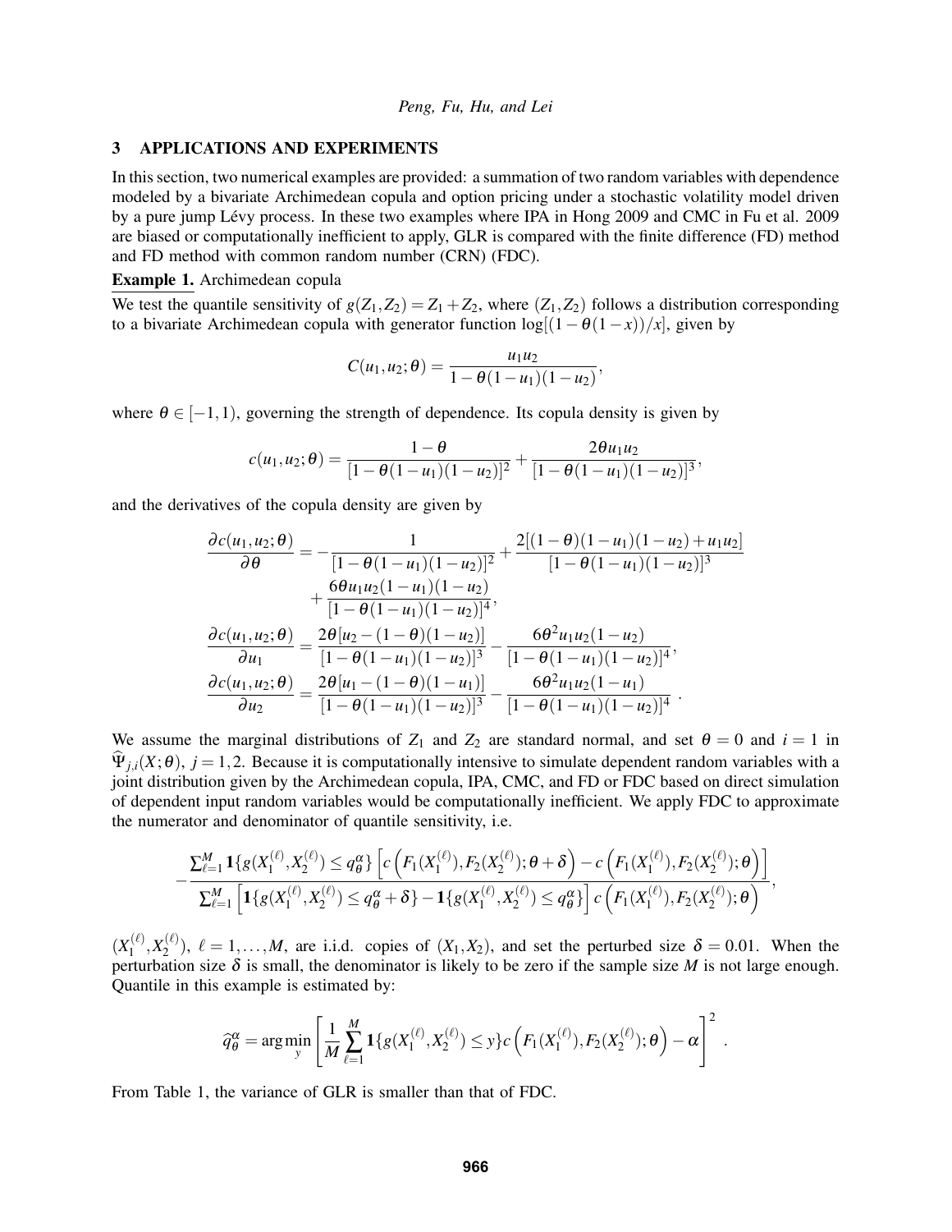## 3 APPLICATIONS AND EXPERIMENTS

In this section, two numerical examples are provided: a summation of two random variables with dependence modeled by a bivariate Archimedean copula and option pricing under a stochastic volatility model driven by a pure jump Lévy process. In these two examples where IPA in Hong 2009 and CMC in Fu et al. 2009 are biased or computationally inefficient to apply, GLR is compared with the finite difference (FD) method and FD method with common random number (CRN) (FDC).

**Example 1.** Archimedean copula

We test the quantile sensitivity of $g(Z_1,Z_2) = Z_1 + Z_2$, where $(Z_1,Z_2)$ follows a distribution corresponding to a bivariate Archimedean copula with generator function $\log[(1-\theta(1-x))/x]$, given by

$$C(u_1,u_2;\theta) = \frac{u_1 u_2}{1-\theta(1-u_1)(1-u_2)},$$

where $\theta \in [-1,1)$, governing the strength of dependence. Its copula density is given by

$$c(u_1,u_2;\theta) = \frac{1-\theta}{[1-\theta(1-u_1)(1-u_2)]^2} + \frac{2\theta u_1 u_2}{[1-\theta(1-u_1)(1-u_2)]^3},$$

and the derivatives of the copula density are given by

$$\begin{aligned}
\frac{\partial c(u_1,u_2;\theta)}{\partial \theta} &= -\frac{1}{[1-\theta(1-u_1)(1-u_2)]^2} + \frac{2[(1-\theta)(1-u_1)(1-u_2)+u_1u_2]}{[1-\theta(1-u_1)(1-u_2)]^3} \\
&\quad + \frac{6\theta u_1 u_2 (1-u_1)(1-u_2)}{[1-\theta(1-u_1)(1-u_2)]^4}, \\
\frac{\partial c(u_1,u_2;\theta)}{\partial u_1} &= \frac{2\theta[u_2-(1-\theta)(1-u_2)]}{[1-\theta(1-u_1)(1-u_2)]^3} - \frac{6\theta^2 u_1 u_2 (1-u_2)}{[1-\theta(1-u_1)(1-u_2)]^4}, \\
\frac{\partial c(u_1,u_2;\theta)}{\partial u_2} &= \frac{2\theta[u_1-(1-\theta)(1-u_1)]}{[1-\theta(1-u_1)(1-u_2)]^3} - \frac{6\theta^2 u_1 u_2 (1-u_1)}{[1-\theta(1-u_1)(1-u_2)]^4}.
\end{aligned}$$

We assume the marginal distributions of $Z_1$ and $Z_2$ are standard normal, and set $\theta = 0$ and $i = 1$ in $\widehat{\Psi}_{j,i}(X;\theta)$, $j = 1,2$. Because it is computationally intensive to simulate dependent random variables with a joint distribution given by the Archimedean copula, IPA, CMC, and FD or FDC based on direct simulation of dependent input random variables would be computationally inefficient. We apply FDC to approximate the numerator and denominator of quantile sensitivity, i.e.

$$-\frac{\sum_{\ell=1}^{M} \mathbf{1}\{g(X_1^{(\ell)},X_2^{(\ell)}) \le q_\theta^\alpha\} \left[ c\left(F_1(X_1^{(\ell)}),F_2(X_2^{(\ell)});\theta+\delta\right) - c\left(F_1(X_1^{(\ell)}),F_2(X_2^{(\ell)});\theta\right)\right]}{\sum_{\ell=1}^{M} \left[\mathbf{1}\{g(X_1^{(\ell)},X_2^{(\ell)}) \le q_\theta^\alpha+\delta\} - \mathbf{1}\{g(X_1^{(\ell)},X_2^{(\ell)}) \le q_\theta^\alpha\}\right] c\left(F_1(X_1^{(\ell)}),F_2(X_2^{(\ell)});\theta\right)},$$

$(X_1^{(\ell)},X_2^{(\ell)})$, $\ell = 1,\dots,M$, are i.i.d. copies of $(X_1,X_2)$, and set the perturbed size $\delta = 0.01$. When the perturbation size $\delta$ is small, the denominator is likely to be zero if the sample size $M$ is not large enough. Quantile in this example is estimated by:

$$\widehat{q}_\theta^\alpha = \arg\min_y \left[\frac{1}{M}\sum_{\ell=1}^{M} \mathbf{1}\{g(X_1^{(\ell)},X_2^{(\ell)}) \le y\} c\left(F_1(X_1^{(\ell)}),F_2(X_2^{(\ell)});\theta\right) - \alpha\right]^2.$$

From Table 1, the variance of GLR is smaller than that of FDC.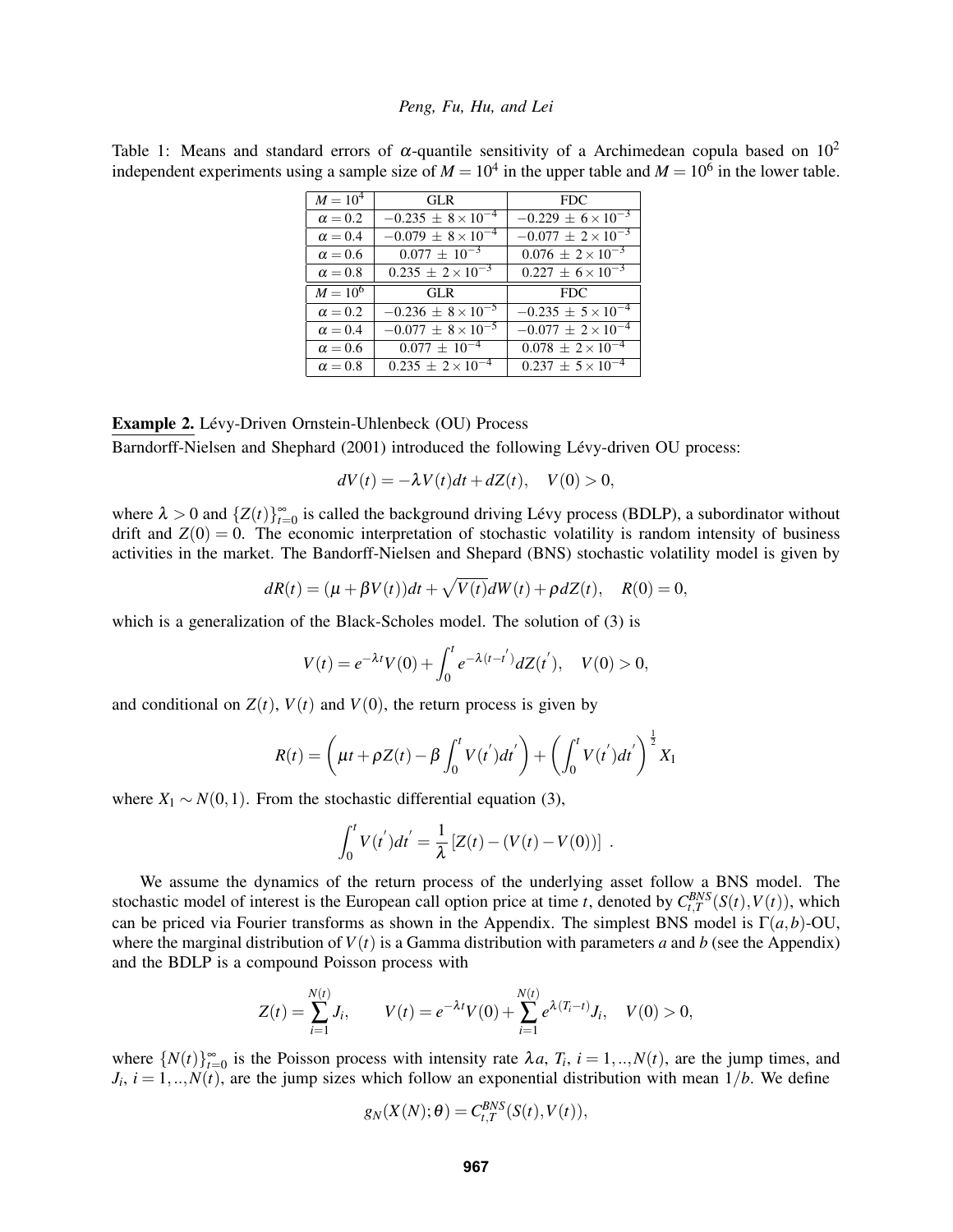Table 1: Means and standard errors of $\alpha$-quantile sensitivity of a Archimedean copula based on $10^2$ independent experiments using a sample size of $M = 10^4$ in the upper table and $M = 10^6$ in the lower table.

| $M = 10^4$ | GLR | FDC |
|---|---|---|
| $\alpha = 0.2$ | $-0.235 \pm 8 \times 10^{-4}$ | $-0.229 \pm 6 \times 10^{-3}$ |
| $\alpha = 0.4$ | $-0.079 \pm 8 \times 10^{-4}$ | $-0.077 \pm 2 \times 10^{-3}$ |
| $\alpha = 0.6$ | $0.077 \pm 10^{-3}$ | $0.076 \pm 2 \times 10^{-3}$ |
| $\alpha = 0.8$ | $0.235 \pm 2 \times 10^{-3}$ | $0.227 \pm 6 \times 10^{-3}$ |
| $M = 10^6$ | GLR | FDC |
| $\alpha = 0.2$ | $-0.236 \pm 8 \times 10^{-5}$ | $-0.235 \pm 5 \times 10^{-4}$ |
| $\alpha = 0.4$ | $-0.077 \pm 8 \times 10^{-5}$ | $-0.077 \pm 2 \times 10^{-4}$ |
| $\alpha = 0.6$ | $0.077 \pm 10^{-4}$ | $0.078 \pm 2 \times 10^{-4}$ |
| $\alpha = 0.8$ | $0.235 \pm 2 \times 10^{-4}$ | $0.237 \pm 5 \times 10^{-4}$ |

**Example 2.** Lévy-Driven Ornstein-Uhlenbeck (OU) Process

Barndorff-Nielsen and Shephard (2001) introduced the following Lévy-driven OU process:

$$dV(t) = -\lambda V(t)dt + dZ(t), \quad V(0) > 0,$$

where $\lambda > 0$ and $\{Z(t)\}_{t=0}^{\infty}$ is called the background driving Lévy process (BDLP), a subordinator without drift and $Z(0) = 0$. The economic interpretation of stochastic volatility is random intensity of business activities in the market. The Bandorff-Nielsen and Shepard (BNS) stochastic volatility model is given by

$$dR(t) = (\mu + \beta V(t))dt + \sqrt{V(t)}dW(t) + \rho dZ(t), \quad R(0) = 0,$$

which is a generalization of the Black-Scholes model. The solution of (3) is

$$V(t) = e^{-\lambda t}V(0) + \int_0^t e^{-\lambda(t-t')}dZ(t'), \quad V(0) > 0,$$

and conditional on $Z(t)$, $V(t)$ and $V(0)$, the return process is given by

$$R(t) = \left(\mu t + \rho Z(t) - \beta \int_0^t V(t')dt'\right) + \left(\int_0^t V(t')dt'\right)^{\frac{1}{2}} X_1$$

where $X_1 \sim N(0,1)$. From the stochastic differential equation (3),

$$\int_0^t V(t')dt' = \frac{1}{\lambda}\left[Z(t) - (V(t) - V(0))\right] \ .$$

We assume the dynamics of the return process of the underlying asset follow a BNS model. The stochastic model of interest is the European call option price at time $t$, denoted by $C_{t,T}^{BNS}(S(t),V(t))$, which can be priced via Fourier transforms as shown in the Appendix. The simplest BNS model is $\Gamma(a,b)$-OU, where the marginal distribution of $V(t)$ is a Gamma distribution with parameters $a$ and $b$ (see the Appendix) and the BDLP is a compound Poisson process with

$$Z(t) = \sum_{i=1}^{N(t)} J_i, \qquad V(t) = e^{-\lambda t}V(0) + \sum_{i=1}^{N(t)} e^{\lambda(T_i - t)}J_i, \quad V(0) > 0,$$

where $\{N(t)\}_{t=0}^{\infty}$ is the Poisson process with intensity rate $\lambda a$, $T_i$, $i = 1,..,N(t)$, are the jump times, and $J_i$, $i = 1,..,N(t)$, are the jump sizes which follow an exponential distribution with mean $1/b$. We define

$$g_N(X(N);\theta) = C_{t,T}^{BNS}(S(t),V(t)),$$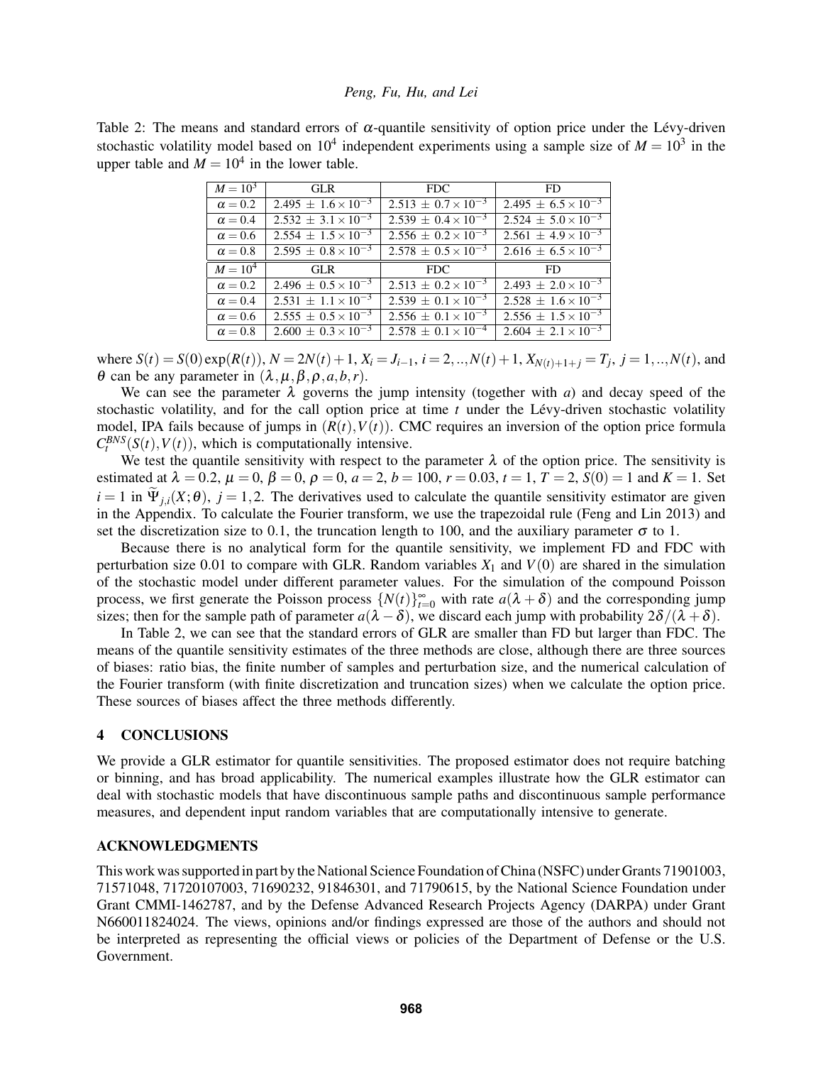Table 2: The means and standard errors of $\alpha$-quantile sensitivity of option price under the Lévy-driven stochastic volatility model based on $10^4$ independent experiments using a sample size of $M = 10^3$ in the upper table and $M = 10^4$ in the lower table.

| $M = 10^3$ | GLR | FDC | FD |
|---|---|---|---|
| $\alpha = 0.2$ | $2.495 \pm 1.6 \times 10^{-3}$ | $2.513 \pm 0.7 \times 10^{-3}$ | $2.495 \pm 6.5 \times 10^{-3}$ |
| $\alpha = 0.4$ | $2.532 \pm 3.1 \times 10^{-3}$ | $2.539 \pm 0.4 \times 10^{-3}$ | $2.524 \pm 5.0 \times 10^{-3}$ |
| $\alpha = 0.6$ | $2.554 \pm 1.5 \times 10^{-3}$ | $2.556 \pm 0.2 \times 10^{-3}$ | $2.561 \pm 4.9 \times 10^{-3}$ |
| $\alpha = 0.8$ | $2.595 \pm 0.8 \times 10^{-3}$ | $2.578 \pm 0.5 \times 10^{-3}$ | $2.616 \pm 6.5 \times 10^{-3}$ |
| $M = 10^4$ | GLR | FDC | FD |
| $\alpha = 0.2$ | $2.496 \pm 0.5 \times 10^{-3}$ | $2.513 \pm 0.2 \times 10^{-3}$ | $2.493 \pm 2.0 \times 10^{-3}$ |
| $\alpha = 0.4$ | $2.531 \pm 1.1 \times 10^{-3}$ | $2.539 \pm 0.1 \times 10^{-3}$ | $2.528 \pm 1.6 \times 10^{-3}$ |
| $\alpha = 0.6$ | $2.555 \pm 0.5 \times 10^{-3}$ | $2.556 \pm 0.1 \times 10^{-3}$ | $2.556 \pm 1.5 \times 10^{-3}$ |
| $\alpha = 0.8$ | $2.600 \pm 0.3 \times 10^{-3}$ | $2.578 \pm 0.1 \times 10^{-4}$ | $2.604 \pm 2.1 \times 10^{-3}$ |

where $S(t) = S(0)\exp(R(t))$, $N = 2N(t)+1$, $X_i = J_{i-1}$, $i = 2,..,N(t)+1$, $X_{N(t)+1+j} = T_j$, $j = 1,..,N(t)$, and $\theta$ can be any parameter in $(\lambda, \mu, \beta, \rho, a, b, r)$.

We can see the parameter $\lambda$ governs the jump intensity (together with $a$) and decay speed of the stochastic volatility, and for the call option price at time $t$ under the Lévy-driven stochastic volatility model, IPA fails because of jumps in $(R(t), V(t))$. CMC requires an inversion of the option price formula $C_t^{BNS}(S(t), V(t))$, which is computationally intensive.

We test the quantile sensitivity with respect to the parameter $\lambda$ of the option price. The sensitivity is estimated at $\lambda = 0.2$, $\mu = 0$, $\beta = 0$, $\rho = 0$, $a = 2$, $b = 100$, $r = 0.03$, $t = 1$, $T = 2$, $S(0) = 1$ and $K = 1$. Set $i = 1$ in $\widetilde{\Psi}_{j,i}(X;\theta)$, $j = 1,2$. The derivatives used to calculate the quantile sensitivity estimator are given in the Appendix. To calculate the Fourier transform, we use the trapezoidal rule (Feng and Lin 2013) and set the discretization size to 0.1, the truncation length to 100, and the auxiliary parameter $\sigma$ to 1.

Because there is no analytical form for the quantile sensitivity, we implement FD and FDC with perturbation size 0.01 to compare with GLR. Random variables $X_1$ and $V(0)$ are shared in the simulation of the stochastic model under different parameter values. For the simulation of the compound Poisson process, we first generate the Poisson process $\{N(t)\}_{t=0}^{\infty}$ with rate $a(\lambda+\delta)$ and the corresponding jump sizes; then for the sample path of parameter $a(\lambda-\delta)$, we discard each jump with probability $2\delta/(\lambda+\delta)$.

In Table 2, we can see that the standard errors of GLR are smaller than FD but larger than FDC. The means of the quantile sensitivity estimates of the three methods are close, although there are three sources of biases: ratio bias, the finite number of samples and perturbation size, and the numerical calculation of the Fourier transform (with finite discretization and truncation sizes) when we calculate the option price. These sources of biases affect the three methods differently.

## 4 CONCLUSIONS

We provide a GLR estimator for quantile sensitivities. The proposed estimator does not require batching or binning, and has broad applicability. The numerical examples illustrate how the GLR estimator can deal with stochastic models that have discontinuous sample paths and discontinuous sample performance measures, and dependent input random variables that are computationally intensive to generate.

## ACKNOWLEDGMENTS

This work was supported in part by the National Science Foundation of China (NSFC) under Grants 71901003, 71571048, 71720107003, 71690232, 91846301, and 71790615, by the National Science Foundation under Grant CMMI-1462787, and by the Defense Advanced Research Projects Agency (DARPA) under Grant N660011824024. The views, opinions and/or findings expressed are those of the authors and should not be interpreted as representing the official views or policies of the Department of Defense or the U.S. Government.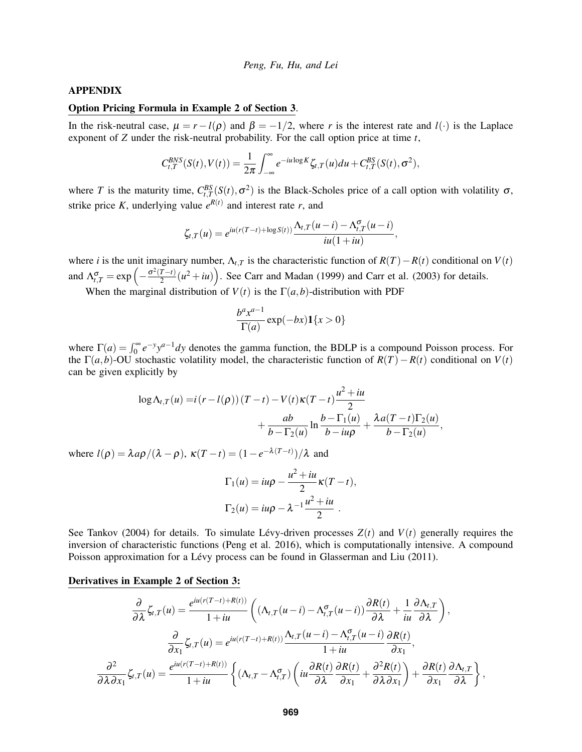## APPENDIX

**Option Pricing Formula in Example 2 of Section 3.**

In the risk-neutral case, $\mu = r - l(\rho)$ and $\beta = -1/2$, where $r$ is the interest rate and $l(\cdot)$ is the Laplace exponent of $Z$ under the risk-neutral probability. For the call option price at time $t$,

$$C^{BNS}_{t,T}(S(t),V(t)) = \frac{1}{2\pi}\int_{-\infty}^{\infty} e^{-iu\log K}\zeta_{t,T}(u)du + C^{BS}_{t,T}(S(t),\sigma^2),$$

where $T$ is the maturity time, $C^{BS}_{t,T}(S(t),\sigma^2)$ is the Black-Scholes price of a call option with volatility $\sigma$, strike price $K$, underlying value $e^{R(t)}$ and interest rate $r$, and

$$\zeta_{t,T}(u) = e^{iu(r(T-t)+\log S(t))}\frac{\Lambda_{t,T}(u-i) - \Lambda^{\sigma}_{t,T}(u-i)}{iu(1+iu)},$$

where $i$ is the unit imaginary number, $\Lambda_{t,T}$ is the characteristic function of $R(T)-R(t)$ conditional on $V(t)$ and $\Lambda^{\sigma}_{t,T} = \exp\left(-\frac{\sigma^2(T-t)}{2}(u^2+iu)\right)$. See Carr and Madan (1999) and Carr et al. (2003) for details.

When the marginal distribution of $V(t)$ is the $\Gamma(a,b)$-distribution with PDF

$$\frac{b^a x^{a-1}}{\Gamma(a)}\exp(-bx)\mathbf{1}\{x>0\}$$

where $\Gamma(a) = \int_0^\infty e^{-y}y^{a-1}dy$ denotes the gamma function, the BDLP is a compound Poisson process. For the $\Gamma(a,b)$-OU stochastic volatility model, the characteristic function of $R(T)-R(t)$ conditional on $V(t)$ can be given explicitly by

$$\begin{aligned}\log\Lambda_{t,T}(u) =& i\left(r-l(\rho)\right)(T-t) - V(t)\kappa(T-t)\frac{u^2+iu}{2} \\ &+ \frac{ab}{b-\Gamma_2(u)}\ln\frac{b-\Gamma_1(u)}{b-iu\rho} + \frac{\lambda a(T-t)\Gamma_2(u)}{b-\Gamma_2(u)},\end{aligned}$$

where $l(\rho) = \lambda a\rho/(\lambda-\rho)$, $\kappa(T-t) = (1-e^{-\lambda(T-t)})/\lambda$ and

$$\Gamma_1(u) = iu\rho - \frac{u^2+iu}{2}\kappa(T-t),$$
$$\Gamma_2(u) = iu\rho - \lambda^{-1}\frac{u^2+iu}{2}\ .$$

See Tankov (2004) for details. To simulate Lévy-driven processes $Z(t)$ and $V(t)$ generally requires the inversion of characteristic functions (Peng et al. 2016), which is computationally intensive. A compound Poisson approximation for a Lévy process can be found in Glasserman and Liu (2011).

**Derivatives in Example 2 of Section 3:**

$$\frac{\partial}{\partial\lambda}\zeta_{t,T}(u) = \frac{e^{iu(r(T-t)+R(t))}}{1+iu}\left((\Lambda_{t,T}(u-i) - \Lambda^{\sigma}_{t,T}(u-i))\frac{\partial R(t)}{\partial\lambda} + \frac{1}{iu}\frac{\partial\Lambda_{t,T}}{\partial\lambda}\right),$$

$$\frac{\partial}{\partial x_1}\zeta_{t,T}(u) = e^{iu(r(T-t)+R(t))}\frac{\Lambda_{t,T}(u-i) - \Lambda^{\sigma}_{t,T}(u-i)}{1+iu}\frac{\partial R(t)}{\partial x_1},$$

$$\frac{\partial^2}{\partial\lambda\partial x_1}\zeta_{t,T}(u) = \frac{e^{iu(r(T-t)+R(t))}}{1+iu}\left\{(\Lambda_{t,T} - \Lambda^{\sigma}_{t,T})\left(iu\frac{\partial R(t)}{\partial\lambda}\frac{\partial R(t)}{\partial x_1} + \frac{\partial^2 R(t)}{\partial\lambda\partial x_1}\right) + \frac{\partial R(t)}{\partial x_1}\frac{\partial\Lambda_{t,T}}{\partial\lambda}\right\},$$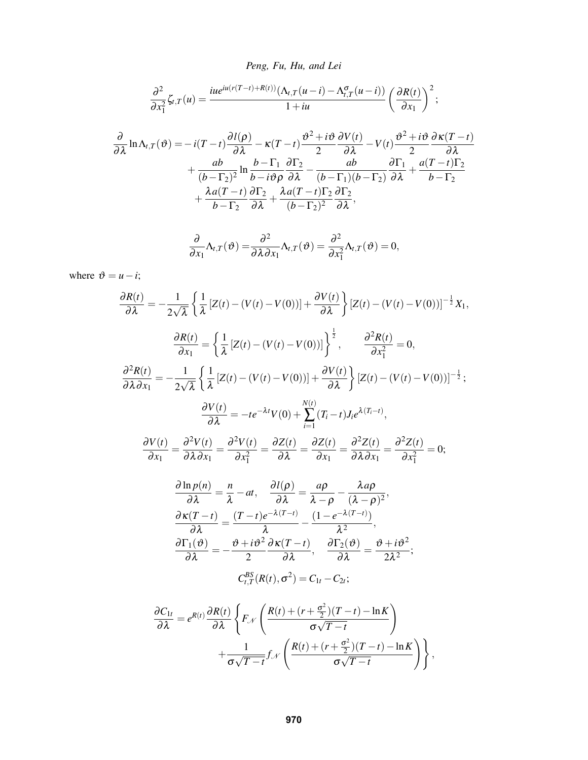$$\frac{\partial^2}{\partial x_1^2}\zeta_{t,T}(u) = \frac{iue^{iu(r(T-t)+R(t))}(\Lambda_{t,T}(u-i) - \Lambda^{\sigma}_{t,T}(u-i))}{1+iu}\left(\frac{\partial R(t)}{\partial x_1}\right)^2;$$

$$\begin{aligned}
\frac{\partial}{\partial \lambda}\ln\Lambda_{t,T}(\vartheta) = &-i(T-t)\frac{\partial l(\rho)}{\partial \lambda} - \kappa(T-t)\frac{\vartheta^2+i\vartheta}{2}\frac{\partial V(t)}{\partial \lambda} - V(t)\frac{\vartheta^2+i\vartheta}{2}\frac{\partial \kappa(T-t)}{\partial \lambda} \\
&+ \frac{ab}{(b-\Gamma_2)^2}\ln\frac{b-\Gamma_1}{b-i\vartheta\rho}\frac{\partial \Gamma_2}{\partial \lambda} - \frac{ab}{(b-\Gamma_1)(b-\Gamma_2)}\frac{\partial \Gamma_1}{\partial \lambda} + \frac{a(T-t)\Gamma_2}{b-\Gamma_2} \\
&+ \frac{\lambda a(T-t)}{b-\Gamma_2}\frac{\partial \Gamma_2}{\partial \lambda} + \frac{\lambda a(T-t)\Gamma_2}{(b-\Gamma_2)^2}\frac{\partial \Gamma_2}{\partial \lambda},
\end{aligned}$$

$$\frac{\partial}{\partial x_1}\Lambda_{t,T}(\vartheta) = \frac{\partial^2}{\partial\lambda\partial x_1}\Lambda_{t,T}(\vartheta) = \frac{\partial^2}{\partial x_1^2}\Lambda_{t,T}(\vartheta) = 0,$$

where $\vartheta = u - i$;

$$\frac{\partial R(t)}{\partial \lambda} = -\frac{1}{2\sqrt{\lambda}}\left\{\frac{1}{\lambda}\left[Z(t) - (V(t) - V(0))\right] + \frac{\partial V(t)}{\partial \lambda}\right\}\left[Z(t) - (V(t) - V(0))\right]^{-\frac{1}{2}} X_1,$$

$$\frac{\partial R(t)}{\partial x_1} = \left\{\frac{1}{\lambda}\left[Z(t) - (V(t) - V(0))\right]\right\}^{\frac{1}{2}}, \qquad \frac{\partial^2 R(t)}{\partial x_1^2} = 0,$$

$$\frac{\partial^2 R(t)}{\partial\lambda\partial x_1} = -\frac{1}{2\sqrt{\lambda}}\left\{\frac{1}{\lambda}\left[Z(t) - (V(t) - V(0))\right] + \frac{\partial V(t)}{\partial \lambda}\right\}\left[Z(t) - (V(t) - V(0))\right]^{-\frac{1}{2}};$$

$$\frac{\partial V(t)}{\partial \lambda} = -te^{-\lambda t}V(0) + \sum_{i=1}^{N(t)}(T_i - t)J_i e^{\lambda(T_i - t)},$$

$$\frac{\partial V(t)}{\partial x_1} = \frac{\partial^2 V(t)}{\partial\lambda\partial x_1} = \frac{\partial^2 V(t)}{\partial x_1^2} = \frac{\partial Z(t)}{\partial \lambda} = \frac{\partial Z(t)}{\partial x_1} = \frac{\partial^2 Z(t)}{\partial\lambda\partial x_1} = \frac{\partial^2 Z(t)}{\partial x_1^2} = 0;$$

$$\frac{\partial \ln p(n)}{\partial \lambda} = \frac{n}{\lambda} - at, \quad \frac{\partial l(\rho)}{\partial \lambda} = \frac{a\rho}{\lambda-\rho} - \frac{\lambda a\rho}{(\lambda-\rho)^2},$$

$$\frac{\partial \kappa(T-t)}{\partial \lambda} = \frac{(T-t)e^{-\lambda(T-t)}}{\lambda} - \frac{(1-e^{-\lambda(T-t)})}{\lambda^2},$$

$$\frac{\partial \Gamma_1(\vartheta)}{\partial \lambda} = -\frac{\vartheta + i\vartheta^2}{2}\frac{\partial \kappa(T-t)}{\partial \lambda}, \quad \frac{\partial \Gamma_2(\vartheta)}{\partial \lambda} = \frac{\vartheta + i\vartheta^2}{2\lambda^2};$$

$$C^{BS}_{t,T}(R(t),\sigma^2) = C_{1t} - C_{2t};$$

$$\begin{aligned}
\frac{\partial C_{1t}}{\partial \lambda} = e^{R(t)}\frac{\partial R(t)}{\partial \lambda}\Bigg\{&F_{\mathcal{N}}\left(\frac{R(t) + (r + \frac{\sigma^2}{2})(T-t) - \ln K}{\sigma\sqrt{T-t}}\right) \\
&+ \frac{1}{\sigma\sqrt{T-t}}f_{\mathcal{N}}\left(\frac{R(t) + (r + \frac{\sigma^2}{2})(T-t) - \ln K}{\sigma\sqrt{T-t}}\right)\Bigg\},
\end{aligned}$$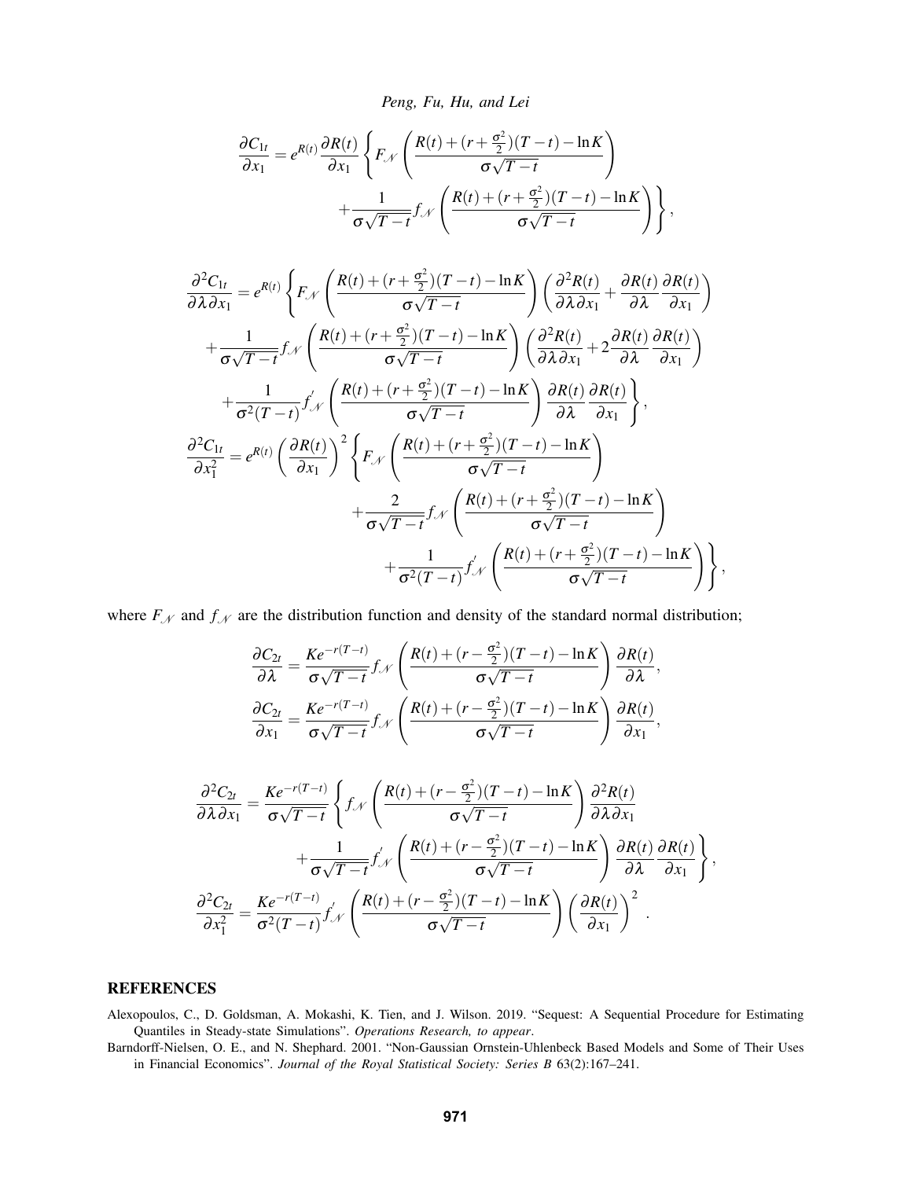$$
\frac{\partial C_{1t}}{\partial x_1} = e^{R(t)} \frac{\partial R(t)}{\partial x_1} \left\{ F_{\mathcal{N}} \left( \frac{R(t) + (r + \frac{\sigma^2}{2})(T-t) - \ln K}{\sigma \sqrt{T-t}} \right) + \frac{1}{\sigma\sqrt{T-t}} f_{\mathcal{N}} \left( \frac{R(t) + (r + \frac{\sigma^2}{2})(T-t) - \ln K}{\sigma \sqrt{T-t}} \right) \right\},
$$

$$
\begin{aligned}
\frac{\partial^2 C_{1t}}{\partial \lambda \partial x_1} = e^{R(t)} \Bigg\{ & F_{\mathcal{N}} \left( \frac{R(t) + (r + \frac{\sigma^2}{2})(T-t) - \ln K}{\sigma \sqrt{T-t}} \right) \left( \frac{\partial^2 R(t)}{\partial \lambda \partial x_1} + \frac{\partial R(t)}{\partial \lambda} \frac{\partial R(t)}{\partial x_1} \right) \\
& + \frac{1}{\sigma\sqrt{T-t}} f_{\mathcal{N}} \left( \frac{R(t) + (r + \frac{\sigma^2}{2})(T-t) - \ln K}{\sigma \sqrt{T-t}} \right) \left( \frac{\partial^2 R(t)}{\partial \lambda \partial x_1} + 2 \frac{\partial R(t)}{\partial \lambda} \frac{\partial R(t)}{\partial x_1} \right) \\
& + \frac{1}{\sigma^2 (T-t)} f'_{\mathcal{N}} \left( \frac{R(t) + (r + \frac{\sigma^2}{2})(T-t) - \ln K}{\sigma \sqrt{T-t}} \right) \frac{\partial R(t)}{\partial \lambda} \frac{\partial R(t)}{\partial x_1} \Bigg\},
\end{aligned}
$$

$$
\begin{aligned}
\frac{\partial^2 C_{1t}}{\partial x_1^2} = e^{R(t)} \left( \frac{\partial R(t)}{\partial x_1} \right)^2 \Bigg\{ & F_{\mathcal{N}} \left( \frac{R(t) + (r + \frac{\sigma^2}{2})(T-t) - \ln K}{\sigma \sqrt{T-t}} \right) \\
& + \frac{2}{\sigma\sqrt{T-t}} f_{\mathcal{N}} \left( \frac{R(t) + (r + \frac{\sigma^2}{2})(T-t) - \ln K}{\sigma \sqrt{T-t}} \right) \\
& + \frac{1}{\sigma^2 (T-t)} f'_{\mathcal{N}} \left( \frac{R(t) + (r + \frac{\sigma^2}{2})(T-t) - \ln K}{\sigma \sqrt{T-t}} \right) \Bigg\},
\end{aligned}
$$

where $F_{\mathcal{N}}$ and $f_{\mathcal{N}}$ are the distribution function and density of the standard normal distribution;

$$
\frac{\partial C_{2t}}{\partial \lambda} = \frac{K e^{-r(T-t)}}{\sigma \sqrt{T-t}} f_{\mathcal{N}} \left( \frac{R(t) + (r - \frac{\sigma^2}{2})(T-t) - \ln K}{\sigma \sqrt{T-t}} \right) \frac{\partial R(t)}{\partial \lambda},
$$

$$
\frac{\partial C_{2t}}{\partial x_1} = \frac{K e^{-r(T-t)}}{\sigma \sqrt{T-t}} f_{\mathcal{N}} \left( \frac{R(t) + (r - \frac{\sigma^2}{2})(T-t) - \ln K}{\sigma \sqrt{T-t}} \right) \frac{\partial R(t)}{\partial x_1},
$$

$$
\begin{aligned}
\frac{\partial^2 C_{2t}}{\partial \lambda \partial x_1} = \frac{K e^{-r(T-t)}}{\sigma \sqrt{T-t}} \Bigg\{ & f_{\mathcal{N}} \left( \frac{R(t) + (r - \frac{\sigma^2}{2})(T-t) - \ln K}{\sigma \sqrt{T-t}} \right) \frac{\partial^2 R(t)}{\partial \lambda \partial x_1} \\
& + \frac{1}{\sigma\sqrt{T-t}} f'_{\mathcal{N}} \left( \frac{R(t) + (r - \frac{\sigma^2}{2})(T-t) - \ln K}{\sigma \sqrt{T-t}} \right) \frac{\partial R(t)}{\partial \lambda} \frac{\partial R(t)}{\partial x_1} \Bigg\},
\end{aligned}
$$

$$
\frac{\partial^2 C_{2t}}{\partial x_1^2} = \frac{K e^{-r(T-t)}}{\sigma^2 (T-t)} f'_{\mathcal{N}} \left( \frac{R(t) + (r - \frac{\sigma^2}{2})(T-t) - \ln K}{\sigma \sqrt{T-t}} \right) \left( \frac{\partial R(t)}{\partial x_1} \right)^2 .
$$

## REFERENCES

Alexopoulos, C., D. Goldsman, A. Mokashi, K. Tien, and J. Wilson. 2019. "Sequest: A Sequential Procedure for Estimating Quantiles in Steady-state Simulations". *Operations Research, to appear*.

Barndorff-Nielsen, O. E., and N. Shephard. 2001. "Non-Gaussian Ornstein-Uhlenbeck Based Models and Some of Their Uses in Financial Economics". *Journal of the Royal Statistical Society: Series B* 63(2):167–241.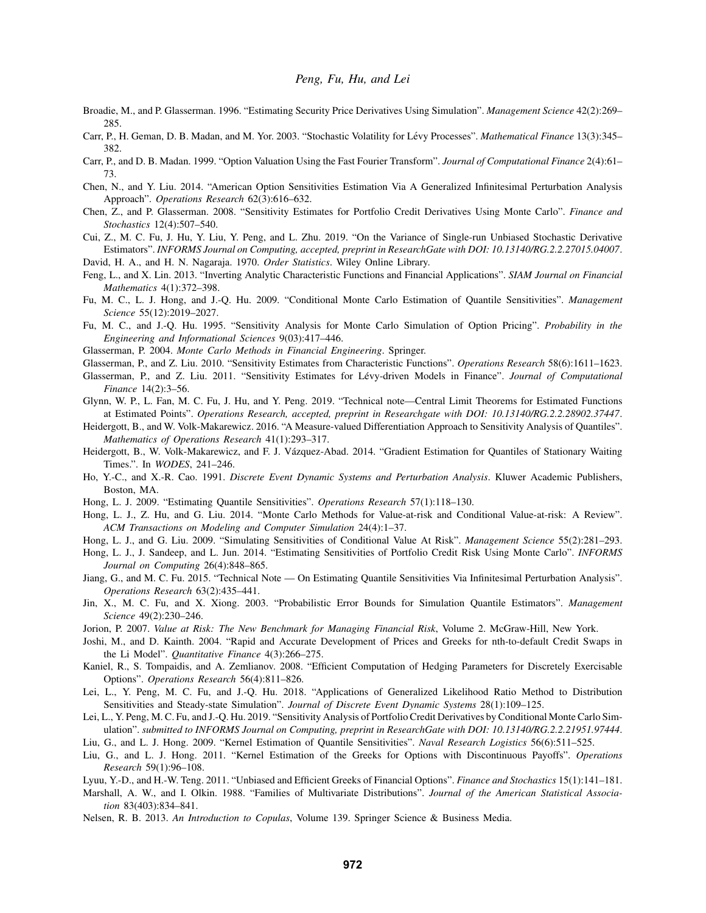Broadie, M., and P. Glasserman. 1996. "Estimating Security Price Derivatives Using Simulation". *Management Science* 42(2):269–285.

Carr, P., H. Geman, D. B. Madan, and M. Yor. 2003. "Stochastic Volatility for Lévy Processes". *Mathematical Finance* 13(3):345–382.

Carr, P., and D. B. Madan. 1999. "Option Valuation Using the Fast Fourier Transform". *Journal of Computational Finance* 2(4):61–73.

Chen, N., and Y. Liu. 2014. "American Option Sensitivities Estimation Via A Generalized Infinitesimal Perturbation Analysis Approach". *Operations Research* 62(3):616–632.

Chen, Z., and P. Glasserman. 2008. "Sensitivity Estimates for Portfolio Credit Derivatives Using Monte Carlo". *Finance and Stochastics* 12(4):507–540.

Cui, Z., M. C. Fu, J. Hu, Y. Liu, Y. Peng, and L. Zhu. 2019. "On the Variance of Single-run Unbiased Stochastic Derivative Estimators". *INFORMS Journal on Computing, accepted, preprint in ResearchGate with DOI: 10.13140/RG.2.2.27015.04007*.

David, H. A., and H. N. Nagaraja. 1970. *Order Statistics*. Wiley Online Library.

Feng, L., and X. Lin. 2013. "Inverting Analytic Characteristic Functions and Financial Applications". *SIAM Journal on Financial Mathematics* 4(1):372–398.

Fu, M. C., L. J. Hong, and J.-Q. Hu. 2009. "Conditional Monte Carlo Estimation of Quantile Sensitivities". *Management Science* 55(12):2019–2027.

Fu, M. C., and J.-Q. Hu. 1995. "Sensitivity Analysis for Monte Carlo Simulation of Option Pricing". *Probability in the Engineering and Informational Sciences* 9(03):417–446.

Glasserman, P. 2004. *Monte Carlo Methods in Financial Engineering*. Springer.

Glasserman, P., and Z. Liu. 2010. "Sensitivity Estimates from Characteristic Functions". *Operations Research* 58(6):1611–1623.

Glasserman, P., and Z. Liu. 2011. "Sensitivity Estimates for Lévy-driven Models in Finance". *Journal of Computational Finance* 14(2):3–56.

Glynn, W. P., L. Fan, M. C. Fu, J. Hu, and Y. Peng. 2019. "Technical note—Central Limit Theorems for Estimated Functions at Estimated Points". *Operations Research, accepted, preprint in Researchgate with DOI: 10.13140/RG.2.2.28902.37447*.

Heidergott, B., and W. Volk-Makarewicz. 2016. "A Measure-valued Differentiation Approach to Sensitivity Analysis of Quantiles". *Mathematics of Operations Research* 41(1):293–317.

Heidergott, B., W. Volk-Makarewicz, and F. J. Vázquez-Abad. 2014. "Gradient Estimation for Quantiles of Stationary Waiting Times.". In *WODES*, 241–246.

Ho, Y.-C., and X.-R. Cao. 1991. *Discrete Event Dynamic Systems and Perturbation Analysis*. Kluwer Academic Publishers, Boston, MA.

Hong, L. J. 2009. "Estimating Quantile Sensitivities". *Operations Research* 57(1):118–130.

Hong, L. J., Z. Hu, and G. Liu. 2014. "Monte Carlo Methods for Value-at-risk and Conditional Value-at-risk: A Review". *ACM Transactions on Modeling and Computer Simulation* 24(4):1–37.

Hong, L. J., and G. Liu. 2009. "Simulating Sensitivities of Conditional Value At Risk". *Management Science* 55(2):281–293.

Hong, L. J., J. Sandeep, and L. Jun. 2014. "Estimating Sensitivities of Portfolio Credit Risk Using Monte Carlo". *INFORMS Journal on Computing* 26(4):848–865.

Jiang, G., and M. C. Fu. 2015. "Technical Note — On Estimating Quantile Sensitivities Via Infinitesimal Perturbation Analysis". *Operations Research* 63(2):435–441.

Jin, X., M. C. Fu, and X. Xiong. 2003. "Probabilistic Error Bounds for Simulation Quantile Estimators". *Management Science* 49(2):230–246.

Jorion, P. 2007. *Value at Risk: The New Benchmark for Managing Financial Risk*, Volume 2. McGraw-Hill, New York.

Joshi, M., and D. Kainth. 2004. "Rapid and Accurate Development of Prices and Greeks for nth-to-default Credit Swaps in the Li Model". *Quantitative Finance* 4(3):266–275.

Kaniel, R., S. Tompaidis, and A. Zemlianov. 2008. "Efficient Computation of Hedging Parameters for Discretely Exercisable Options". *Operations Research* 56(4):811–826.

Lei, L., Y. Peng, M. C. Fu, and J.-Q. Hu. 2018. "Applications of Generalized Likelihood Ratio Method to Distribution Sensitivities and Steady-state Simulation". *Journal of Discrete Event Dynamic Systems* 28(1):109–125.

Lei, L., Y. Peng, M. C. Fu, and J.-Q. Hu. 2019. "Sensitivity Analysis of Portfolio Credit Derivatives by Conditional Monte Carlo Simulation". *submitted to INFORMS Journal on Computing, preprint in ResearchGate with DOI: 10.13140/RG.2.2.21951.97444*.

Liu, G., and L. J. Hong. 2009. "Kernel Estimation of Quantile Sensitivities". *Naval Research Logistics* 56(6):511–525.

Liu, G., and L. J. Hong. 2011. "Kernel Estimation of the Greeks for Options with Discontinuous Payoffs". *Operations Research* 59(1):96–108.

Lyuu, Y.-D., and H.-W. Teng. 2011. "Unbiased and Efficient Greeks of Financial Options". *Finance and Stochastics* 15(1):141–181.

Marshall, A. W., and I. Olkin. 1988. "Families of Multivariate Distributions". *Journal of the American Statistical Association* 83(403):834–841.

Nelsen, R. B. 2013. *An Introduction to Copulas*, Volume 139. Springer Science & Business Media.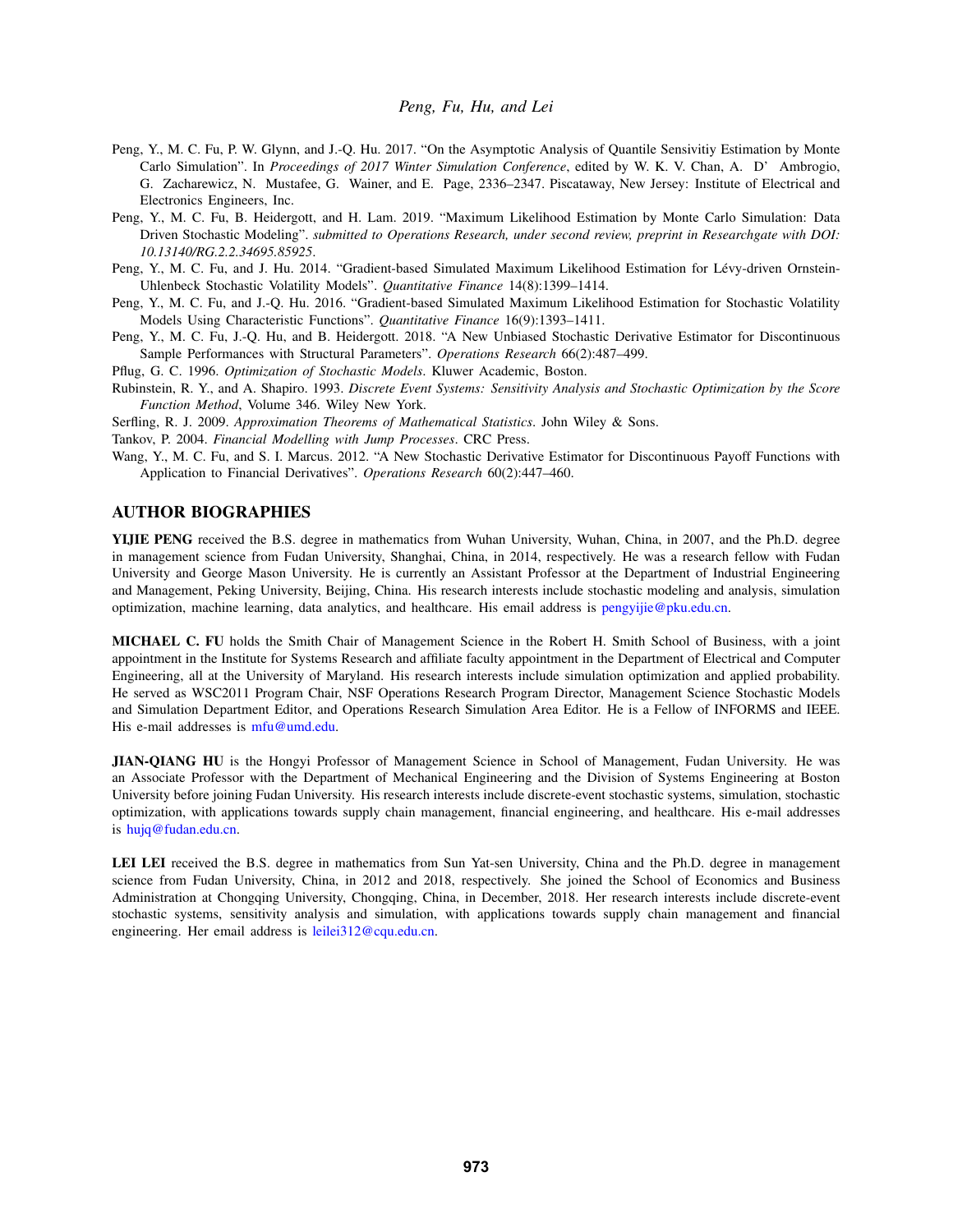Peng, Y., M. C. Fu, P. W. Glynn, and J.-Q. Hu. 2017. "On the Asymptotic Analysis of Quantile Sensivitiy Estimation by Monte Carlo Simulation". In *Proceedings of 2017 Winter Simulation Conference*, edited by W. K. V. Chan, A. D' Ambrogio, G. Zacharewicz, N. Mustafee, G. Wainer, and E. Page, 2336–2347. Piscataway, New Jersey: Institute of Electrical and Electronics Engineers, Inc.

Peng, Y., M. C. Fu, B. Heidergott, and H. Lam. 2019. "Maximum Likelihood Estimation by Monte Carlo Simulation: Data Driven Stochastic Modeling". *submitted to Operations Research, under second review, preprint in Researchgate with DOI: 10.13140/RG.2.2.34695.85925*.

Peng, Y., M. C. Fu, and J. Hu. 2014. "Gradient-based Simulated Maximum Likelihood Estimation for Lévy-driven Ornstein-Uhlenbeck Stochastic Volatility Models". *Quantitative Finance* 14(8):1399–1414.

Peng, Y., M. C. Fu, and J.-Q. Hu. 2016. "Gradient-based Simulated Maximum Likelihood Estimation for Stochastic Volatility Models Using Characteristic Functions". *Quantitative Finance* 16(9):1393–1411.

Peng, Y., M. C. Fu, J.-Q. Hu, and B. Heidergott. 2018. "A New Unbiased Stochastic Derivative Estimator for Discontinuous Sample Performances with Structural Parameters". *Operations Research* 66(2):487–499.

Pflug, G. C. 1996. *Optimization of Stochastic Models*. Kluwer Academic, Boston.

Rubinstein, R. Y., and A. Shapiro. 1993. *Discrete Event Systems: Sensitivity Analysis and Stochastic Optimization by the Score Function Method*, Volume 346. Wiley New York.

Serfling, R. J. 2009. *Approximation Theorems of Mathematical Statistics*. John Wiley & Sons.

Tankov, P. 2004. *Financial Modelling with Jump Processes*. CRC Press.

Wang, Y., M. C. Fu, and S. I. Marcus. 2012. "A New Stochastic Derivative Estimator for Discontinuous Payoff Functions with Application to Financial Derivatives". *Operations Research* 60(2):447–460.

## AUTHOR BIOGRAPHIES

**YIJIE PENG** received the B.S. degree in mathematics from Wuhan University, Wuhan, China, in 2007, and the Ph.D. degree in management science from Fudan University, Shanghai, China, in 2014, respectively. He was a research fellow with Fudan University and George Mason University. He is currently an Assistant Professor at the Department of Industrial Engineering and Management, Peking University, Beijing, China. His research interests include stochastic modeling and analysis, simulation optimization, machine learning, data analytics, and healthcare. His email address is pengyijie@pku.edu.cn.

**MICHAEL C. FU** holds the Smith Chair of Management Science in the Robert H. Smith School of Business, with a joint appointment in the Institute for Systems Research and affiliate faculty appointment in the Department of Electrical and Computer Engineering, all at the University of Maryland. His research interests include simulation optimization and applied probability. He served as WSC2011 Program Chair, NSF Operations Research Program Director, Management Science Stochastic Models and Simulation Department Editor, and Operations Research Simulation Area Editor. He is a Fellow of INFORMS and IEEE. His e-mail addresses is mfu@umd.edu.

**JIAN-QIANG HU** is the Hongyi Professor of Management Science in School of Management, Fudan University. He was an Associate Professor with the Department of Mechanical Engineering and the Division of Systems Engineering at Boston University before joining Fudan University. His research interests include discrete-event stochastic systems, simulation, stochastic optimization, with applications towards supply chain management, financial engineering, and healthcare. His e-mail addresses is hujq@fudan.edu.cn.

**LEI LEI** received the B.S. degree in mathematics from Sun Yat-sen University, China and the Ph.D. degree in management science from Fudan University, China, in 2012 and 2018, respectively. She joined the School of Economics and Business Administration at Chongqing University, Chongqing, China, in December, 2018. Her research interests include discrete-event stochastic systems, sensitivity analysis and simulation, with applications towards supply chain management and financial engineering. Her email address is leilei312@cqu.edu.cn.